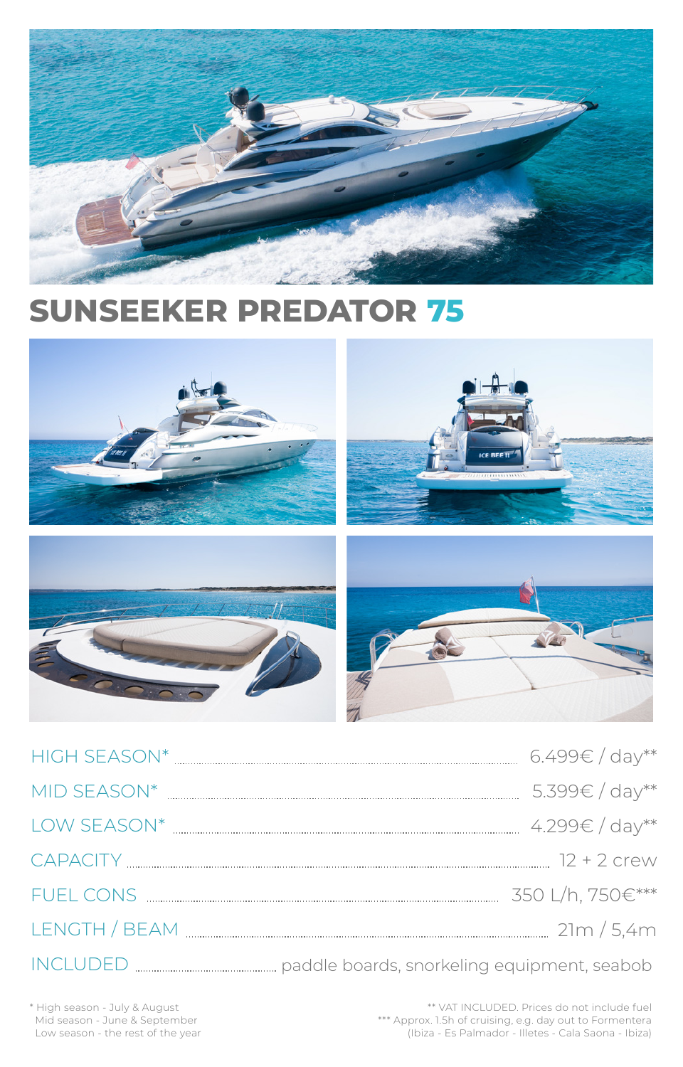# SUNSEEKER PREDATOR 75

| | |
|---|---|
| HIGH SEASON* | 6.499€ / day** |
| MID SEASON* | 5.399€ / day** |
| LOW SEASON* | 4.299€ / day** |
| CAPACITY | 12 + 2 crew |
| FUEL CONS | 350 L/h, 750€*** |
| LENGTH / BEAM | 21m / 5,4m |
| INCLUDED | paddle boards, snorkeling equipment, seabob |

\* High season - July & August
Mid season - June & September
Low season - the rest of the year

** VAT INCLUDED. Prices do not include fuel
*** Approx. 1.5h of cruising, e.g. day out to Formentera (Ibiza - Es Palmador - Illetes - Cala Saona - Ibiza)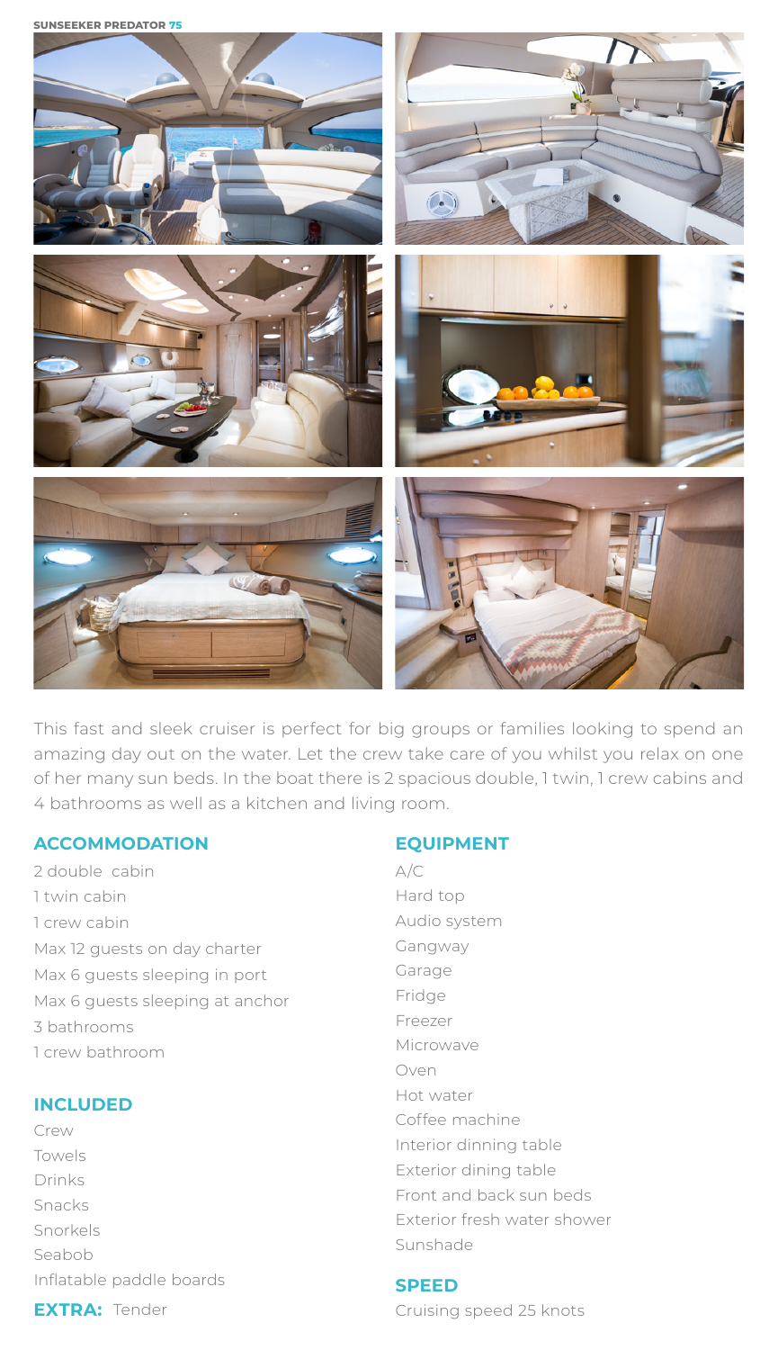SUNSEEKER PREDATOR 75

This fast and sleek cruiser is perfect for big groups or families looking to spend an amazing day out on the water. Let the crew take care of you whilst you relax on one of her many sun beds. In the boat there is 2 spacious double, 1 twin, 1 crew cabins and 4 bathrooms as well as a kitchen and living room.

## ACCOMMODATION

2 double cabin
1 twin cabin
1 crew cabin
Max 12 guests on day charter
Max 6 guests sleeping in port
Max 6 guests sleeping at anchor
3 bathrooms
1 crew bathroom

## INCLUDED

Crew
Towels
Drinks
Snacks
Snorkels
Seabob
Inflatable paddle boards

**EXTRA:** Tender

## EQUIPMENT

A/C
Hard top
Audio system
Gangway
Garage
Fridge
Freezer
Microwave
Oven
Hot water
Coffee machine
Interior dinning table
Exterior dining table
Front and back sun beds
Exterior fresh water shower
Sunshade

## SPEED

Cruising speed 25 knots